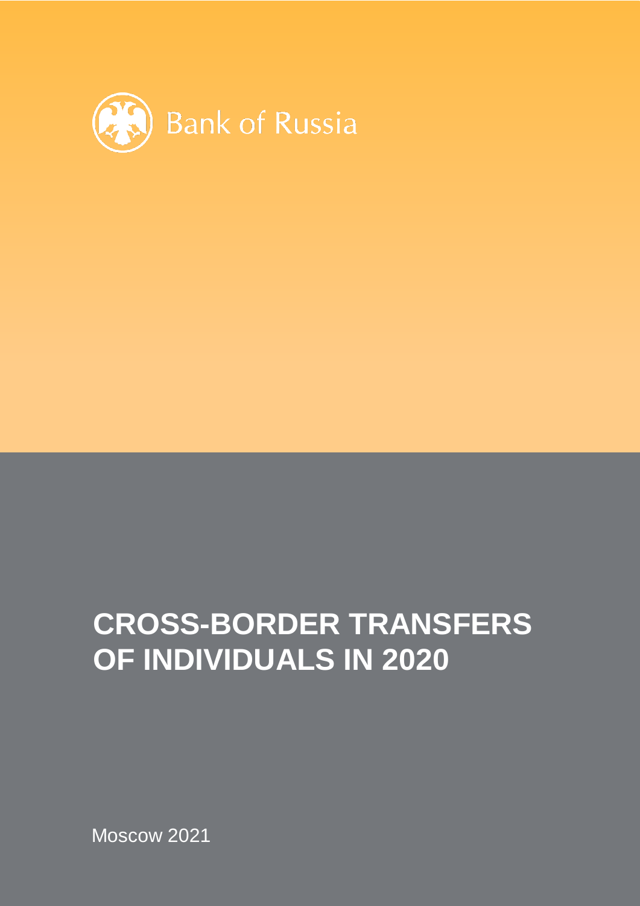Bank of Russia

# CROSS-BORDER TRANSFERS OF INDIVIDUALS IN 2020

Moscow 2021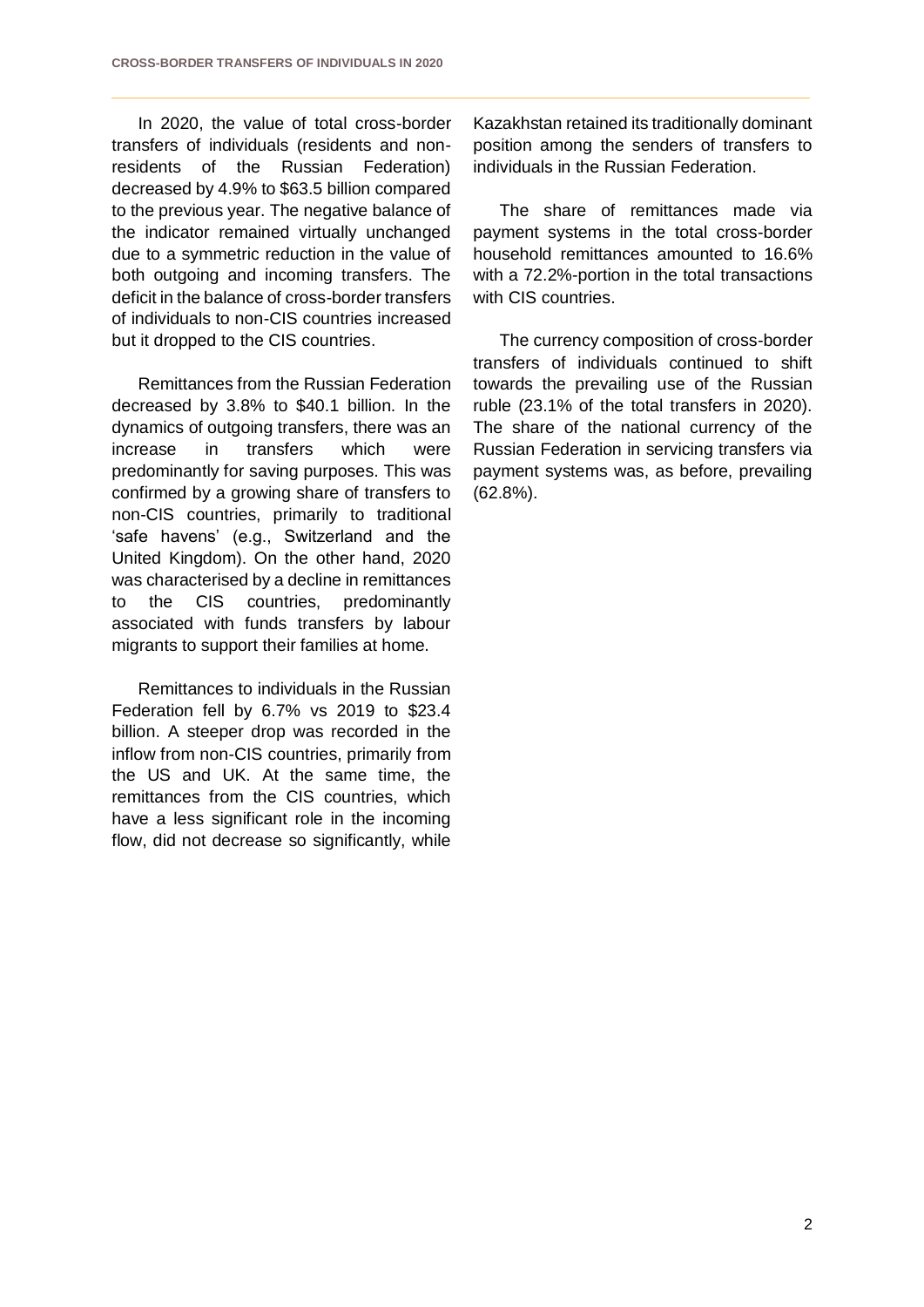In 2020, the value of total cross-border transfers of individuals (residents and non-residents of the Russian Federation) decreased by 4.9% to $63.5 billion compared to the previous year. The negative balance of the indicator remained virtually unchanged due to a symmetric reduction in the value of both outgoing and incoming transfers. The deficit in the balance of cross-border transfers of individuals to non-CIS countries increased but it dropped to the CIS countries.

Remittances from the Russian Federation decreased by 3.8% to $40.1 billion. In the dynamics of outgoing transfers, there was an increase in transfers which were predominantly for saving purposes. This was confirmed by a growing share of transfers to non-CIS countries, primarily to traditional 'safe havens' (e.g., Switzerland and the United Kingdom). On the other hand, 2020 was characterised by a decline in remittances to the CIS countries, predominantly associated with funds transfers by labour migrants to support their families at home.

Remittances to individuals in the Russian Federation fell by 6.7% vs 2019 to $23.4 billion. A steeper drop was recorded in the inflow from non-CIS countries, primarily from the US and UK. At the same time, the remittances from the CIS countries, which have a less significant role in the incoming flow, did not decrease so significantly, while Kazakhstan retained its traditionally dominant position among the senders of transfers to individuals in the Russian Federation.

The share of remittances made via payment systems in the total cross-border household remittances amounted to 16.6% with a 72.2%-portion in the total transactions with CIS countries.

The currency composition of cross-border transfers of individuals continued to shift towards the prevailing use of the Russian ruble (23.1% of the total transfers in 2020). The share of the national currency of the Russian Federation in servicing transfers via payment systems was, as before, prevailing (62.8%).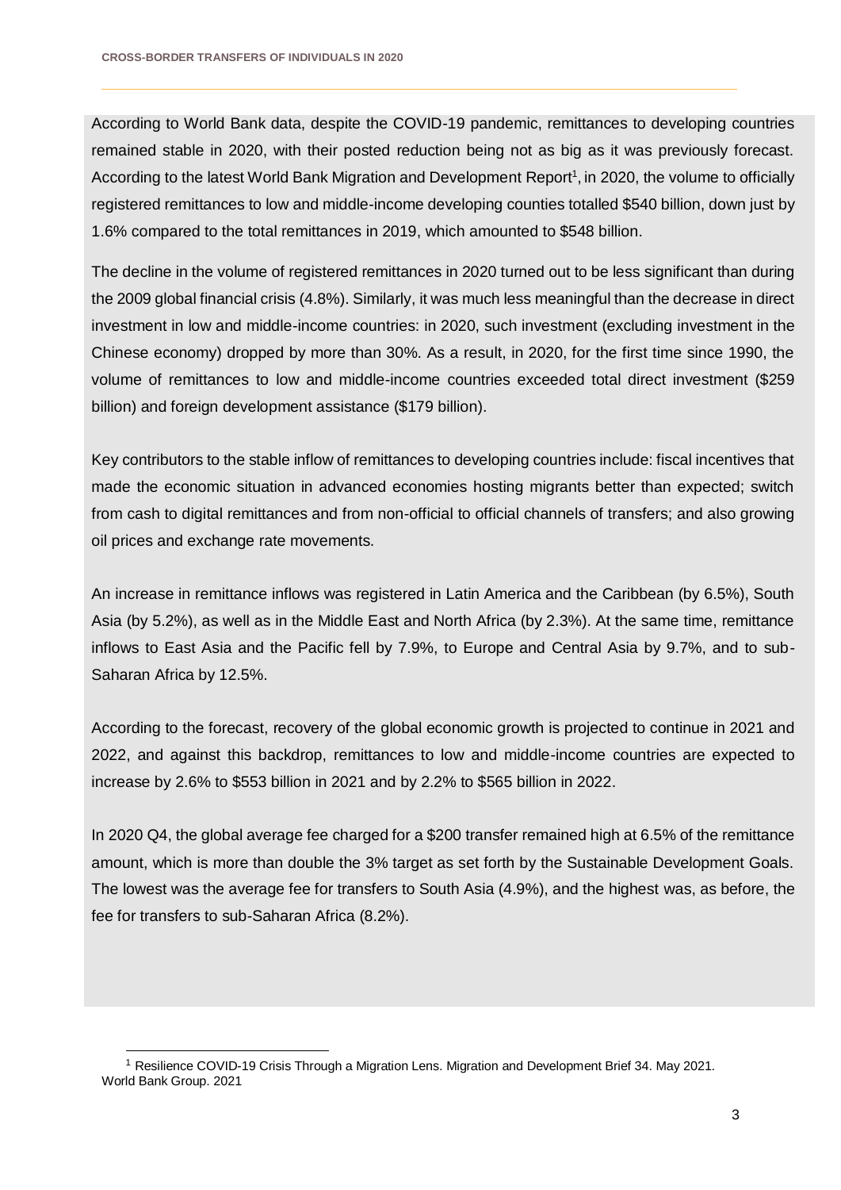According to World Bank data, despite the COVID-19 pandemic, remittances to developing countries remained stable in 2020, with their posted reduction being not as big as it was previously forecast. According to the latest World Bank Migration and Development Report[1], in 2020, the volume to officially registered remittances to low and middle-income developing counties totalled $540 billion, down just by 1.6% compared to the total remittances in 2019, which amounted to $548 billion.

The decline in the volume of registered remittances in 2020 turned out to be less significant than during the 2009 global financial crisis (4.8%). Similarly, it was much less meaningful than the decrease in direct investment in low and middle-income countries: in 2020, such investment (excluding investment in the Chinese economy) dropped by more than 30%. As a result, in 2020, for the first time since 1990, the volume of remittances to low and middle-income countries exceeded total direct investment ($259 billion) and foreign development assistance ($179 billion).

Key contributors to the stable inflow of remittances to developing countries include: fiscal incentives that made the economic situation in advanced economies hosting migrants better than expected; switch from cash to digital remittances and from non-official to official channels of transfers; and also growing oil prices and exchange rate movements.

An increase in remittance inflows was registered in Latin America and the Caribbean (by 6.5%), South Asia (by 5.2%), as well as in the Middle East and North Africa (by 2.3%). At the same time, remittance inflows to East Asia and the Pacific fell by 7.9%, to Europe and Central Asia by 9.7%, and to sub-Saharan Africa by 12.5%.

According to the forecast, recovery of the global economic growth is projected to continue in 2021 and 2022, and against this backdrop, remittances to low and middle-income countries are expected to increase by 2.6% to $553 billion in 2021 and by 2.2% to $565 billion in 2022.

In 2020 Q4, the global average fee charged for a $200 transfer remained high at 6.5% of the remittance amount, which is more than double the 3% target as set forth by the Sustainable Development Goals. The lowest was the average fee for transfers to South Asia (4.9%), and the highest was, as before, the fee for transfers to sub-Saharan Africa (8.2%).

[1] Resilience COVID-19 Crisis Through a Migration Lens. Migration and Development Brief 34. May 2021. World Bank Group. 2021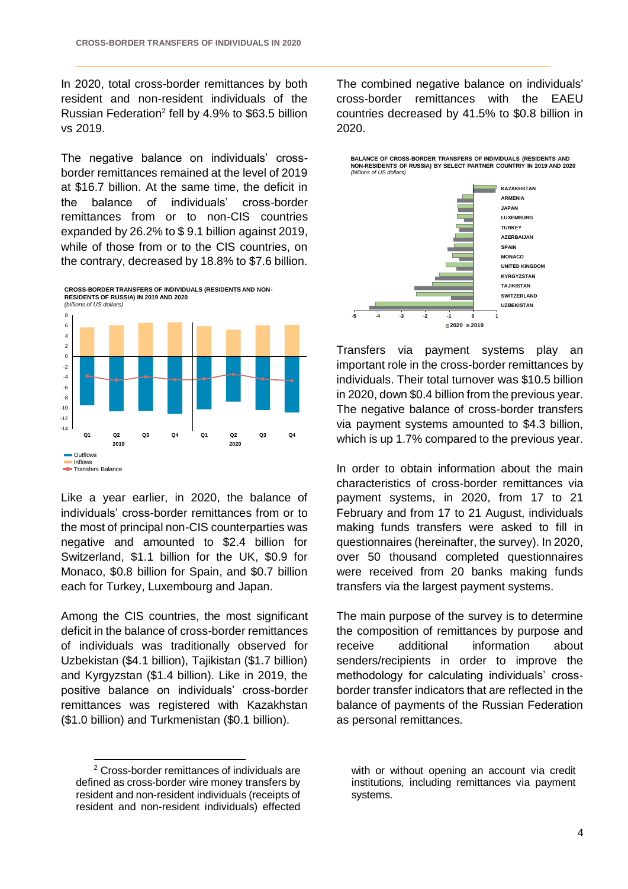In 2020, total cross-border remittances by both resident and non-resident individuals of the Russian Federation[2] fell by 4.9% to $63.5 billion vs 2019.

The negative balance on individuals' cross-border remittances remained at the level of 2019 at $16.7 billion. At the same time, the deficit in the balance of individuals' cross-border remittances from or to non-CIS countries expanded by 26.2% to $ 9.1 billion against 2019, while of those from or to the CIS countries, on the contrary, decreased by 18.8% to $7.6 billion.

**CROSS-BORDER TRANSFERS OF INDIVIDUALS (RESIDENTS AND NON-RESIDENTS OF RUSSIA) IN 2019 AND 2020**
*(billions of US dollars)*

Like a year earlier, in 2020, the balance of individuals' cross-border remittances from or to the most of principal non-CIS counterparties was negative and amounted to $2.4 billion for Switzerland, $1.1 billion for the UK, $0.9 for Monaco, $0.8 billion for Spain, and $0.7 billion each for Turkey, Luxembourg and Japan.

Among the CIS countries, the most significant deficit in the balance of cross-border remittances of individuals was traditionally observed for Uzbekistan ($4.1 billion), Tajikistan ($1.7 billion) and Kyrgyzstan ($1.4 billion). Like in 2019, the positive balance on individuals' cross-border remittances was registered with Kazakhstan ($1.0 billion) and Turkmenistan ($0.1 billion).

The combined negative balance on individuals' cross-border remittances with the EAEU countries decreased by 41.5% to $0.8 billion in 2020.

**BALANCE OF CROSS-BORDER TRANSFERS OF INDIVIDUALS (RESIDENTS AND NON-RESIDENTS OF RUSSIA) BY SELECT PARTNER COUNTRIY IN 2019 AND 2020**
*(billions of US dollars)*

Transfers via payment systems play an important role in the cross-border remittances by individuals. Their total turnover was $10.5 billion in 2020, down $0.4 billion from the previous year. The negative balance of cross-border transfers via payment systems amounted to $4.3 billion, which is up 1.7% compared to the previous year.

In order to obtain information about the main characteristics of cross-border remittances via payment systems, in 2020, from 17 to 21 February and from 17 to 21 August, individuals making funds transfers were asked to fill in questionnaires (hereinafter, the survey). In 2020, over 50 thousand completed questionnaires were received from 20 banks making funds transfers via the largest payment systems.

The main purpose of the survey is to determine the composition of remittances by purpose and receive additional information about senders/recipients in order to improve the methodology for calculating individuals' cross-border transfer indicators that are reflected in the balance of payments of the Russian Federation as personal remittances.

---

[2] Cross-border remittances of individuals are defined as cross-border wire money transfers by resident and non-resident individuals (receipts of resident and non-resident individuals) effected with or without opening an account via credit institutions, including remittances via payment systems.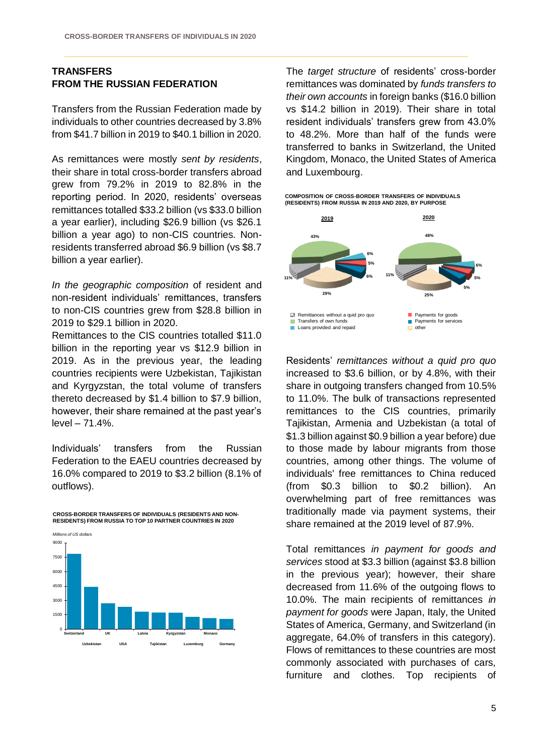## TRANSFERS FROM THE RUSSIAN FEDERATION

Transfers from the Russian Federation made by individuals to other countries decreased by 3.8% from \$41.7 billion in 2019 to \$40.1 billion in 2020.

As remittances were mostly *sent by residents*, their share in total cross-border transfers abroad grew from 79.2% in 2019 to 82.8% in the reporting period. In 2020, residents' overseas remittances totalled \$33.2 billion (vs \$33.0 billion a year earlier), including \$26.9 billion (vs \$26.1 billion a year ago) to non-CIS countries. Non-residents transferred abroad \$6.9 billion (vs \$8.7 billion a year earlier).

*In the geographic composition* of resident and non-resident individuals' remittances, transfers to non-CIS countries grew from \$28.8 billion in 2019 to \$29.1 billion in 2020.

Remittances to the CIS countries totalled \$11.0 billion in the reporting year vs \$12.9 billion in 2019. As in the previous year, the leading countries recipients were Uzbekistan, Tajikistan and Kyrgyzstan, the total volume of transfers thereto decreased by \$1.4 billion to \$7.9 billion, however, their share remained at the past year's level – 71.4%.

Individuals' transfers from the Russian Federation to the EAEU countries decreased by 16.0% compared to 2019 to \$3.2 billion (8.1% of outflows).

**CROSS-BORDER TRANSFERS OF INDIVIDUALS (RESIDENTS AND NON-RESIDENTS) FROM RUSSIA TO TOP 10 PARTNER COUNTRIES IN 2020**

*Millions of US dollars*

| Country | Approx. value |
|---|---|
| Switzerland | ~7800 |
| Uzbekistan | ~4400 |
| UK | ~2700 |
| USA | ~2300 |
| Latvia | ~1800 |
| Tajikistan | ~1700 |
| Kyrgyzstan | ~1700 |
| Luxemburg | ~1300 |
| Monaco | ~1100 |
| Germany | ~1000 |

The *target structure* of residents' cross-border remittances was dominated by *funds transfers to their own accounts* in foreign banks (\$16.0 billion vs \$14.2 billion in 2019). Their share in total resident individuals' transfers grew from 43.0% to 48.2%. More than half of the funds were transferred to banks in Switzerland, the United Kingdom, Monaco, the United States of America and Luxembourg.

**COMPOSITION OF CROSS-BORDER TRANSFERS OF INDIVIDUALS (RESIDENTS) FROM RUSSIA IN 2019 AND 2020, BY PURPOSE**

| Purpose | 2019 | 2020 |
|---|---|---|
| Remittances without a quid pro quo | 11% | 11% |
| Transfers of own funds | 43% | 48% |
| Loans provided and repaid | 6% | 6% |
| Payments for goods | 5% | 5% |
| Payments for services | 6% | 5% |
| other | 29% | 25% |

Residents' *remittances without a quid pro quo* increased to \$3.6 billion, or by 4.8%, with their share in outgoing transfers changed from 10.5% to 11.0%. The bulk of transactions represented remittances to the CIS countries, primarily Tajikistan, Armenia and Uzbekistan (a total of \$1.3 billion against \$0.9 billion a year before) due to those made by labour migrants from those countries, among other things. The volume of individuals' free remittances to China reduced (from \$0.3 billion to \$0.2 billion). An overwhelming part of free remittances was traditionally made via payment systems, their share remained at the 2019 level of 87.9%.

Total remittances *in payment for goods and services* stood at \$3.3 billion (against \$3.8 billion in the previous year); however, their share decreased from 11.6% of the outgoing flows to 10.0%. The main recipients of remittances *in payment for goods* were Japan, Italy, the United States of America, Germany, and Switzerland (in aggregate, 64.0% of transfers in this category). Flows of remittances to these countries are most commonly associated with purchases of cars, furniture and clothes. Top recipients of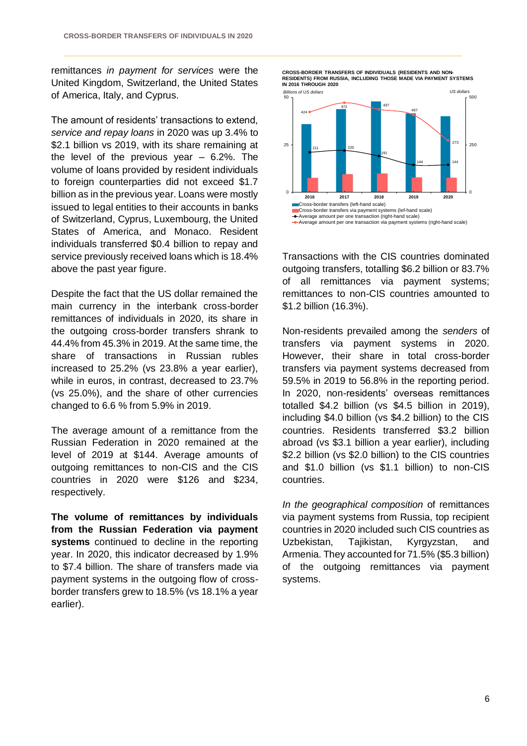remittances *in payment for services* were the United Kingdom, Switzerland, the United States of America, Italy, and Cyprus.

The amount of residents' transactions to extend, *service and repay loans* in 2020 was up 3.4% to \$2.1 billion vs 2019, with its share remaining at the level of the previous year – 6.2%. The volume of loans provided by resident individuals to foreign counterparties did not exceed \$1.7 billion as in the previous year. Loans were mostly issued to legal entities to their accounts in banks of Switzerland, Cyprus, Luxembourg, the United States of America, and Monaco. Resident individuals transferred \$0.4 billion to repay and service previously received loans which is 18.4% above the past year figure.

Despite the fact that the US dollar remained the main currency in the interbank cross-border remittances of individuals in 2020, its share in the outgoing cross-border transfers shrank to 44.4% from 45.3% in 2019. At the same time, the share of transactions in Russian rubles increased to 25.2% (vs 23.8% a year earlier), while in euros, in contrast, decreased to 23.7% (vs 25.0%), and the share of other currencies changed to 6.6 % from 5.9% in 2019.

The average amount of a remittance from the Russian Federation in 2020 remained at the level of 2019 at \$144. Average amounts of outgoing remittances to non-CIS and the CIS countries in 2020 were \$126 and \$234, respectively.

**The volume of remittances by individuals from the Russian Federation via payment systems** continued to decline in the reporting year. In 2020, this indicator decreased by 1.9% to \$7.4 billion. The share of transfers made via payment systems in the outgoing flow of cross-border transfers grew to 18.5% (vs 18.1% a year earlier).

**CROSS-BORDER TRANSFERS OF INDIVIDUALS (RESIDENTS AND NON-RESIDENTS) FROM RUSSIA, INCLUDING THOSE MADE VIA PAYMENT SYSTEMS IN 2016 THROUGH 2020**

*Billions of US dollars* / *US dollars*

| | 2016 | 2017 | 2018 | 2019 | 2020 |
|---|---|---|---|---|---|
| Average amount per one transaction (right-hand scale) | 211 | 220 | 191 | 144 | 144 |
| Average amount per one transaction via payment systems (right-hand scale) | 424 | 472 | 437 | 407 | 273 |

- Cross-border transfers (left-hand scale)
- Cross-border transfers via payment systems (lef-hand scale)
- Average amount per one transaction (right-hand scale)
- Average amount per one transaction via payment systems (right-hand scale)

Transactions with the CIS countries dominated outgoing transfers, totalling \$6.2 billion or 83.7% of all remittances via payment systems; remittances to non-CIS countries amounted to \$1.2 billion (16.3%).

Non-residents prevailed among the *senders* of transfers via payment systems in 2020. However, their share in total cross-border transfers via payment systems decreased from 59.5% in 2019 to 56.8% in the reporting period. In 2020, non-residents' overseas remittances totalled \$4.2 billion (vs \$4.5 billion in 2019), including \$4.0 billion (vs \$4.2 billion) to the CIS countries. Residents transferred \$3.2 billion abroad (vs \$3.1 billion a year earlier), including \$2.2 billion (vs \$2.0 billion) to the CIS countries and \$1.0 billion (vs \$1.1 billion) to non-CIS countries.

*In the geographical composition* of remittances via payment systems from Russia, top recipient countries in 2020 included such CIS countries as Uzbekistan, Tajikistan, Kyrgyzstan, and Armenia. They accounted for 71.5% (\$5.3 billion) of the outgoing remittances via payment systems.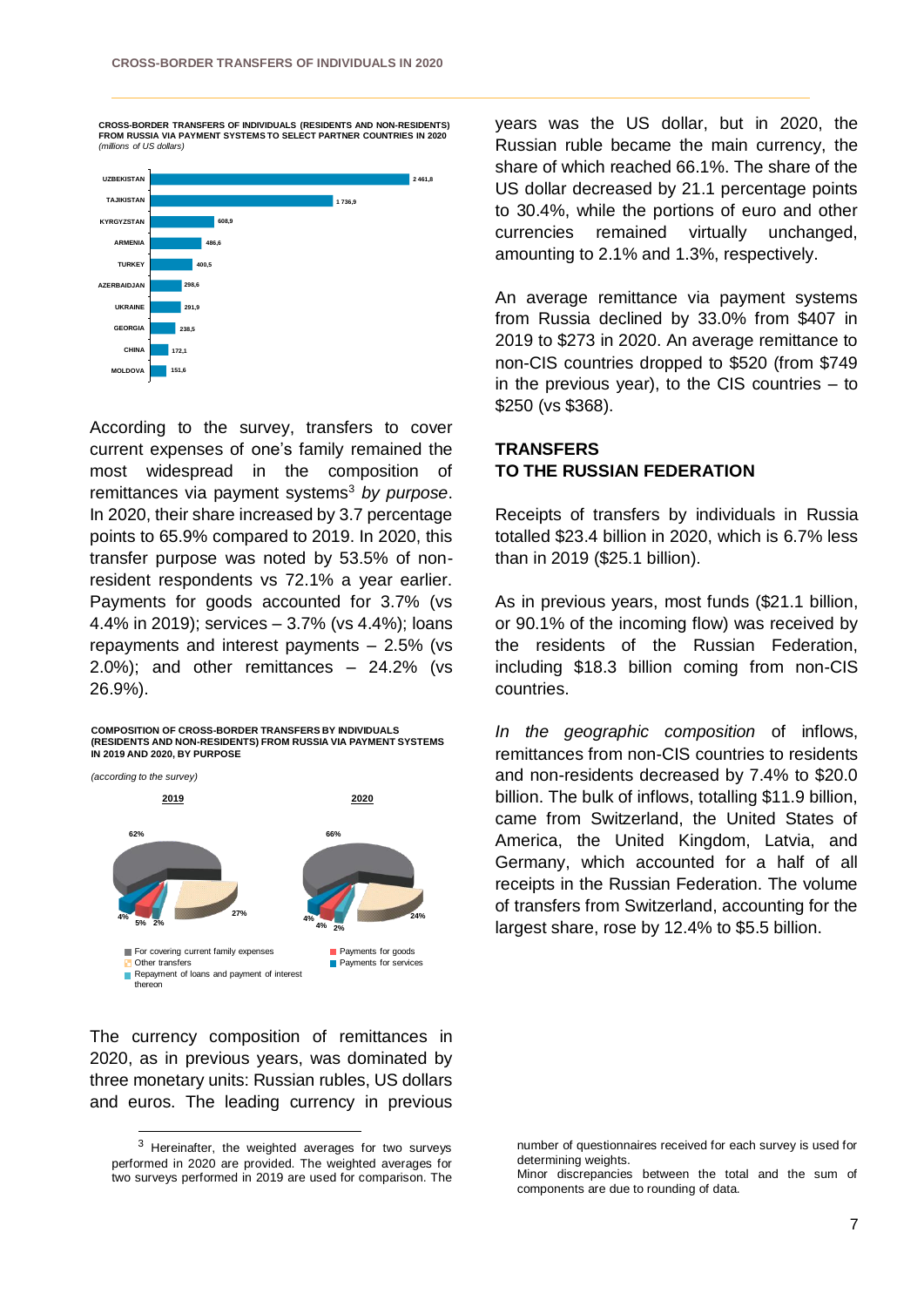**CROSS-BORDER TRANSFERS OF INDIVIDUALS (RESIDENTS AND NON-RESIDENTS) FROM RUSSIA VIA PAYMENT SYSTEMS TO SELECT PARTNER COUNTRIES IN 2020**
*(millions of US dollars)*

| Country | Value |
|---|---|
| UZBEKISTAN | 2 461,8 |
| TAJIKISTAN | 1 736,9 |
| KYRGYZSTAN | 608,9 |
| ARMENIA | 486,6 |
| TURKEY | 400,5 |
| AZERBAIDJAN | 298,6 |
| UKRAINE | 291,9 |
| GEORGIA | 238,5 |
| CHINA | 172,1 |
| MOLDOVA | 151,6 |

According to the survey, transfers to cover current expenses of one's family remained the most widespread in the composition of remittances via payment systems[3] *by purpose*. In 2020, their share increased by 3.7 percentage points to 65.9% compared to 2019. In 2020, this transfer purpose was noted by 53.5% of non-resident respondents vs 72.1% a year earlier. Payments for goods accounted for 3.7% (vs 4.4% in 2019); services – 3.7% (vs 4.4%); loans repayments and interest payments – 2.5% (vs 2.0%); and other remittances – 24.2% (vs 26.9%).

**COMPOSITION OF CROSS-BORDER TRANSFERS BY INDIVIDUALS (RESIDENTS AND NON-RESIDENTS) FROM RUSSIA VIA PAYMENT SYSTEMS IN 2019 AND 2020, BY PURPOSE**

*(according to the survey)*

| Purpose | 2019 | 2020 |
|---|---|---|
| For covering current family expenses | 62% | 66% |
| Other transfers | 27% | 24% |
| Payments for goods | 4% | 4% |
| Payments for services | 5% | 4% |
| Repayment of loans and payment of interest thereon | 2% | 2% |

The currency composition of remittances in 2020, as in previous years, was dominated by three monetary units: Russian rubles, US dollars and euros. The leading currency in previous years was the US dollar, but in 2020, the Russian ruble became the main currency, the share of which reached 66.1%. The share of the US dollar decreased by 21.1 percentage points to 30.4%, while the portions of euro and other currencies remained virtually unchanged, amounting to 2.1% and 1.3%, respectively.

An average remittance via payment systems from Russia declined by 33.0% from $407 in 2019 to $273 in 2020. An average remittance to non-CIS countries dropped to $520 (from $749 in the previous year), to the CIS countries – to $250 (vs $368).

## TRANSFERS TO THE RUSSIAN FEDERATION

Receipts of transfers by individuals in Russia totalled $23.4 billion in 2020, which is 6.7% less than in 2019 ($25.1 billion).

As in previous years, most funds ($21.1 billion, or 90.1% of the incoming flow) was received by the residents of the Russian Federation, including $18.3 billion coming from non-CIS countries.

*In the geographic composition* of inflows, remittances from non-CIS countries to residents and non-residents decreased by 7.4% to $20.0 billion. The bulk of inflows, totalling $11.9 billion, came from Switzerland, the United States of America, the United Kingdom, Latvia, and Germany, which accounted for a half of all receipts in the Russian Federation. The volume of transfers from Switzerland, accounting for the largest share, rose by 12.4% to $5.5 billion.

[3] Hereinafter, the weighted averages for two surveys performed in 2020 are provided. The weighted averages for two surveys performed in 2019 are used for comparison. The number of questionnaires received for each survey is used for determining weights.
Minor discrepancies between the total and the sum of components are due to rounding of data.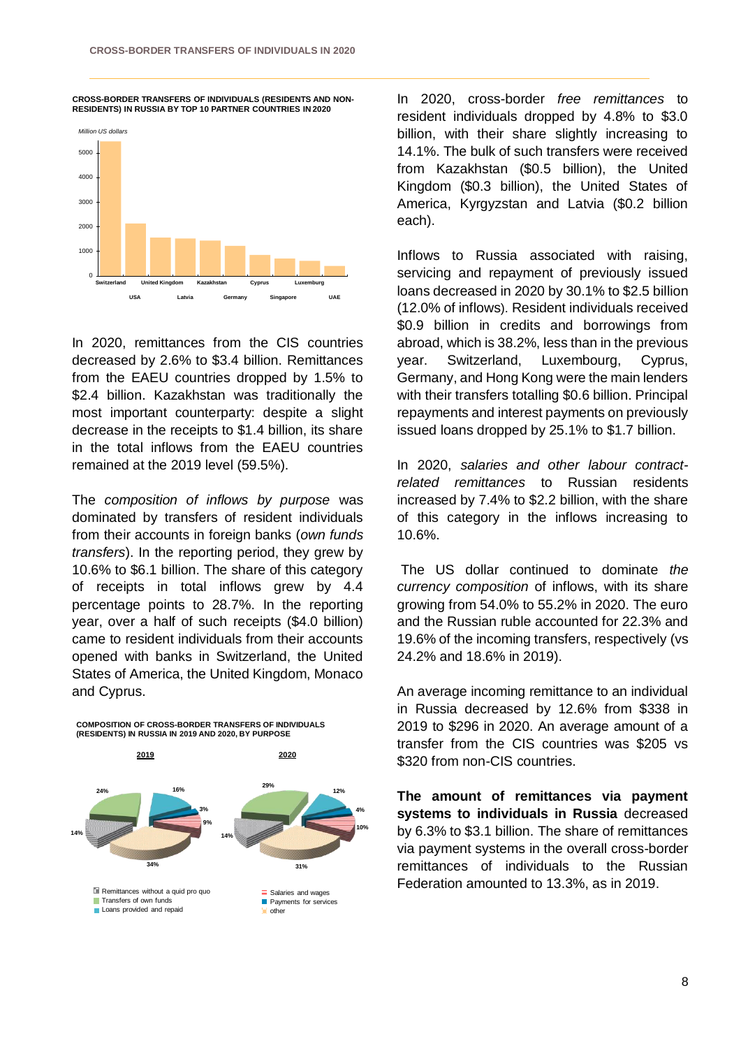**CROSS-BORDER TRANSFERS OF INDIVIDUALS (RESIDENTS AND NON-RESIDENTS) IN RUSSIA BY TOP 10 PARTNER COUNTRIES IN 2020**

*Million US dollars*

Switzerland, USA, United Kingdom, Latvia, Kazakhstan, Germany, Cyprus, Singapore, Luxemburg, UAE

In 2020, remittances from the CIS countries decreased by 2.6% to $3.4 billion. Remittances from the EAEU countries dropped by 1.5% to $2.4 billion. Kazakhstan was traditionally the most important counterparty: despite a slight decrease in the receipts to $1.4 billion, its share in the total inflows from the EAEU countries remained at the 2019 level (59.5%).

The *composition of inflows by purpose* was dominated by transfers of resident individuals from their accounts in foreign banks (*own funds transfers*). In the reporting period, they grew by 10.6% to $6.1 billion. The share of this category of receipts in total inflows grew by 4.4 percentage points to 28.7%. In the reporting year, over a half of such receipts ($4.0 billion) came to resident individuals from their accounts opened with banks in Switzerland, the United States of America, the United Kingdom, Monaco and Cyprus.

**COMPOSITION OF CROSS-BORDER TRANSFERS OF INDIVIDUALS (RESIDENTS) IN RUSSIA IN 2019 AND 2020, BY PURPOSE**

| | 2019 | 2020 |
|---|---|---|
| Remittances without a quid pro quo | 14% | 14% |
| Transfers of own funds | 24% | 29% |
| Loans provided and repaid | 16% | 12% |
| Payments for services | 3% | 4% |
| Salaries and wages | 9% | 10% |
| other | 34% | 31% |

In 2020, cross-border *free remittances* to resident individuals dropped by 4.8% to $3.0 billion, with their share slightly increasing to 14.1%. The bulk of such transfers were received from Kazakhstan ($0.5 billion), the United Kingdom ($0.3 billion), the United States of America, Kyrgyzstan and Latvia ($0.2 billion each).

Inflows to Russia associated with raising, servicing and repayment of previously issued loans decreased in 2020 by 30.1% to $2.5 billion (12.0% of inflows). Resident individuals received $0.9 billion in credits and borrowings from abroad, which is 38.2%, less than in the previous year. Switzerland, Luxembourg, Cyprus, Germany, and Hong Kong were the main lenders with their transfers totalling $0.6 billion. Principal repayments and interest payments on previously issued loans dropped by 25.1% to $1.7 billion.

In 2020, *salaries and other labour contract-related remittances* to Russian residents increased by 7.4% to $2.2 billion, with the share of this category in the inflows increasing to 10.6%.

The US dollar continued to dominate *the currency composition* of inflows, with its share growing from 54.0% to 55.2% in 2020. The euro and the Russian ruble accounted for 22.3% and 19.6% of the incoming transfers, respectively (vs 24.2% and 18.6% in 2019).

An average incoming remittance to an individual in Russia decreased by 12.6% from $338 in 2019 to $296 in 2020. An average amount of a transfer from the CIS countries was $205 vs $320 from non-CIS countries.

**The amount of remittances via payment systems to individuals in Russia** decreased by 6.3% to $3.1 billion. The share of remittances via payment systems in the overall cross-border remittances of individuals to the Russian Federation amounted to 13.3%, as in 2019.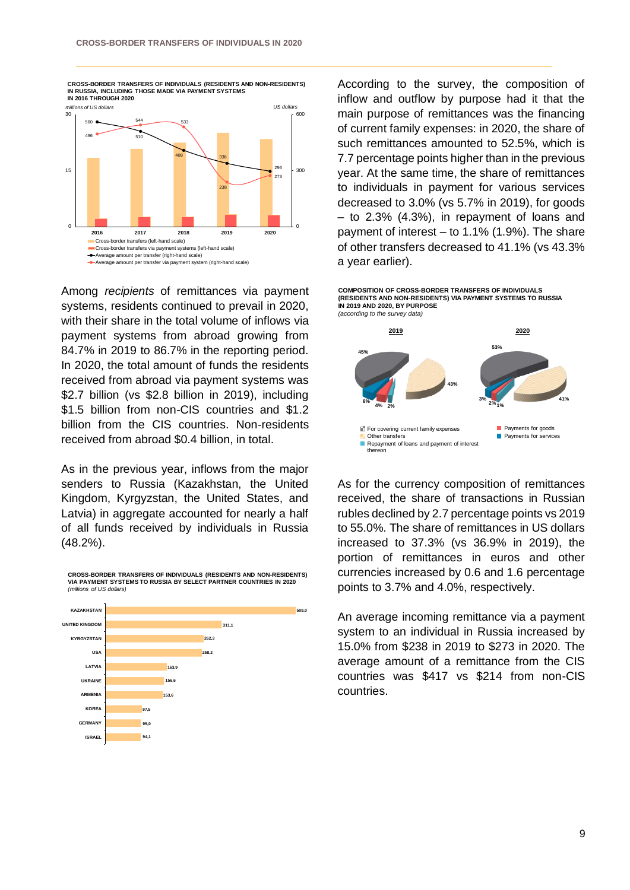**CROSS-BORDER TRANSFERS OF INDIVIDUALS (RESIDENTS AND NON-RESIDENTS) IN RUSSIA, INCLUDING THOSE MADE VIA PAYMENT SYSTEMS IN 2016 THROUGH 2020**

millions of US dollars

US dollars

30
15
0
600
300
0

560
496
544
510
533
408
338
238
296
273

2016
2017
2018
2019
2020

Cross-border transfers (left-hand scale)
Cross-border transfers via payment systems (left-hand scale)
Average amount per transfer (right-hand scale)
Average amount per transfer via payment system (right-hand scale)

Among *recipients* of remittances via payment systems, residents continued to prevail in 2020, with their share in the total volume of inflows via payment systems from abroad growing from 84.7% in 2019 to 86.7% in the reporting period. In 2020, the total amount of funds the residents received from abroad via payment systems was \$2.7 billion (vs \$2.8 billion in 2019), including \$1.5 billion from non-CIS countries and \$1.2 billion from the CIS countries. Non-residents received from abroad \$0.4 billion, in total.

As in the previous year, inflows from the major senders to Russia (Kazakhstan, the United Kingdom, Kyrgyzstan, the United States, and Latvia) in aggregate accounted for nearly a half of all funds received by individuals in Russia (48.2%).

**CROSS-BORDER TRANSFERS OF INDIVIDUALS (RESIDENTS AND NON-RESIDENTS) VIA PAYMENT SYSTEMS TO RUSSIA BY SELECT PARTNER COUNTRIES IN 2020**
*(millions of US dollars)*

KAZAKHSTAN 509,0
UNITED KINGDOM 311,1
KYRGYZSTAN 262,3
USA 258,2
LATVIA 163,9
UKRAINE 156,6
ARMENIA 153,6
KOREA 97,5
GERMANY 95,0
ISRAEL 94,1

According to the survey, the composition of inflow and outflow by purpose had it that the main purpose of remittances was the financing of current family expenses: in 2020, the share of such remittances amounted to 52.5%, which is 7.7 percentage points higher than in the previous year. At the same time, the share of remittances to individuals in payment for various services decreased to 3.0% (vs 5.7% in 2019), for goods – to 2.3% (4.3%), in repayment of loans and payment of interest – to 1.1% (1.9%). The share of other transfers decreased to 41.1% (vs 43.3% a year earlier).

**COMPOSITION OF CROSS-BORDER TRANSFERS OF INDIVIDUALS (RESIDENTS AND NON-RESIDENTS) VIA PAYMENT SYSTEMS TO RUSSIA IN 2019 AND 2020, BY PURPOSE**
*(according to the survey data)*

2019
45%
43%
6%
4%
2%

2020
53%
41%
3%
2%
1%

For covering current family expenses
Other transfers
Repayment of loans and payment of interest thereon
Payments for goods
Payments for services

As for the currency composition of remittances received, the share of transactions in Russian rubles declined by 2.7 percentage points vs 2019 to 55.0%. The share of remittances in US dollars increased to 37.3% (vs 36.9% in 2019), the portion of remittances in euros and other currencies increased by 0.6 and 1.6 percentage points to 3.7% and 4.0%, respectively.

An average incoming remittance via a payment system to an individual in Russia increased by 15.0% from \$238 in 2019 to \$273 in 2020. The average amount of a remittance from the CIS countries was \$417 vs \$214 from non-CIS countries.